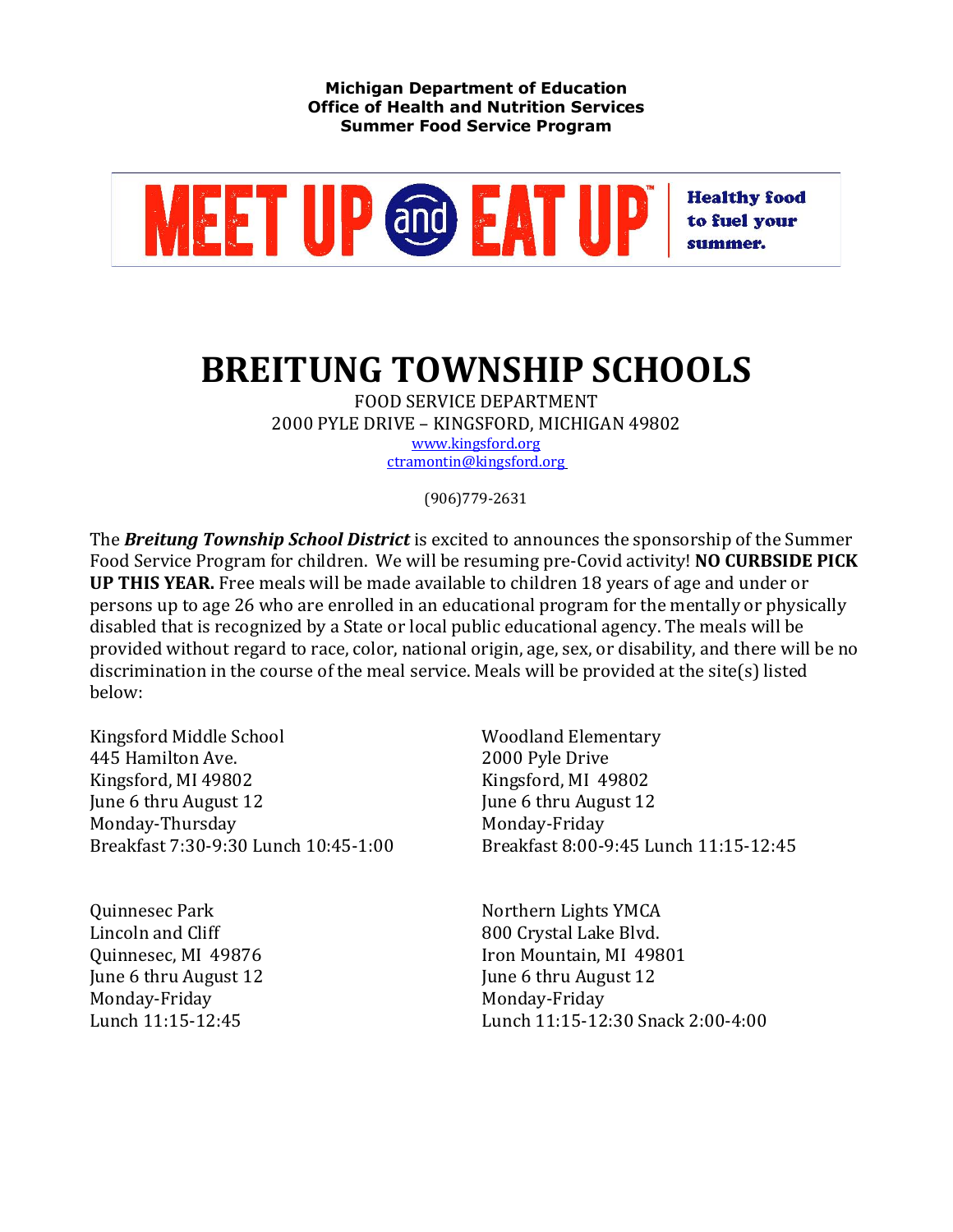**Michigan Department of Education**
**Office of Health and Nutrition Services**
**Summer Food Service Program**

MEET UP and EAT UP™ Healthy food to fuel your summer.

# BREITUNG TOWNSHIP SCHOOLS

FOOD SERVICE DEPARTMENT
2000 PYLE DRIVE – KINGSFORD, MICHIGAN 49802
www.kingsford.org
ctramontin@kingsford.org

(906)779-2631

The ***Breitung Township School District*** is excited to announces the sponsorship of the Summer Food Service Program for children. We will be resuming pre-Covid activity! **NO CURBSIDE PICK UP THIS YEAR.** Free meals will be made available to children 18 years of age and under or persons up to age 26 who are enrolled in an educational program for the mentally or physically disabled that is recognized by a State or local public educational agency. The meals will be provided without regard to race, color, national origin, age, sex, or disability, and there will be no discrimination in the course of the meal service. Meals will be provided at the site(s) listed below:

Kingsford Middle School
445 Hamilton Ave.
Kingsford, MI 49802
June 6 thru August 12
Monday-Thursday
Breakfast 7:30-9:30 Lunch 10:45-1:00

Woodland Elementary
2000 Pyle Drive
Kingsford, MI 49802
June 6 thru August 12
Monday-Friday
Breakfast 8:00-9:45 Lunch 11:15-12:45

Quinnesec Park
Lincoln and Cliff
Quinnesec, MI 49876
June 6 thru August 12
Monday-Friday
Lunch 11:15-12:45

Northern Lights YMCA
800 Crystal Lake Blvd.
Iron Mountain, MI 49801
June 6 thru August 12
Monday-Friday
Lunch 11:15-12:30 Snack 2:00-4:00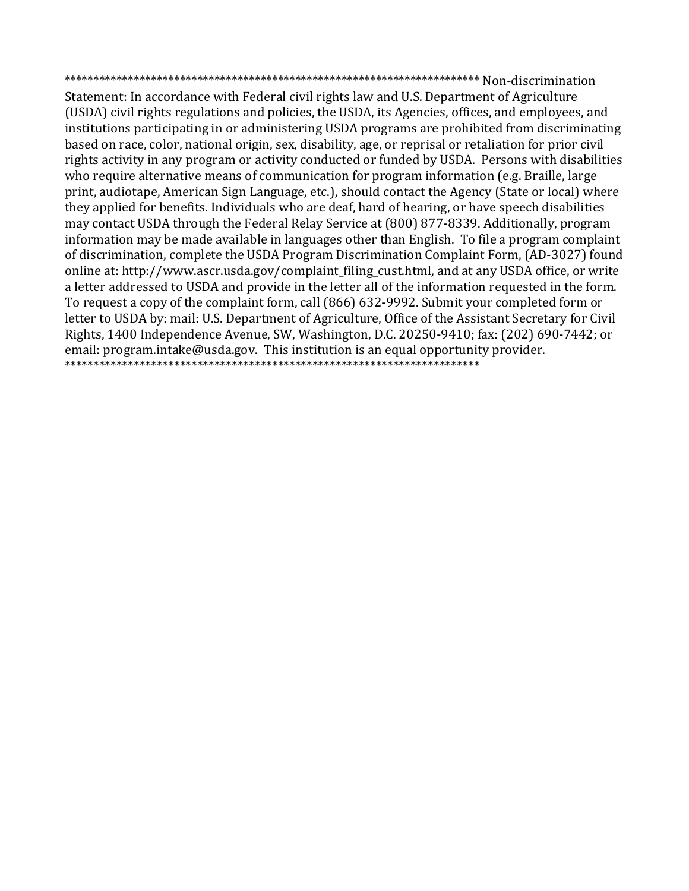*********************************************************************** Non-discrimination Statement: In accordance with Federal civil rights law and U.S. Department of Agriculture (USDA) civil rights regulations and policies, the USDA, its Agencies, offices, and employees, and institutions participating in or administering USDA programs are prohibited from discriminating based on race, color, national origin, sex, disability, age, or reprisal or retaliation for prior civil rights activity in any program or activity conducted or funded by USDA. Persons with disabilities who require alternative means of communication for program information (e.g. Braille, large print, audiotape, American Sign Language, etc.), should contact the Agency (State or local) where they applied for benefits. Individuals who are deaf, hard of hearing, or have speech disabilities may contact USDA through the Federal Relay Service at (800) 877-8339. Additionally, program information may be made available in languages other than English. To file a program complaint of discrimination, complete the USDA Program Discrimination Complaint Form, (AD-3027) found online at: http://www.ascr.usda.gov/complaint_filing_cust.html, and at any USDA office, or write a letter addressed to USDA and provide in the letter all of the information requested in the form. To request a copy of the complaint form, call (866) 632-9992. Submit your completed form or letter to USDA by: mail: U.S. Department of Agriculture, Office of the Assistant Secretary for Civil Rights, 1400 Independence Avenue, SW, Washington, D.C. 20250-9410; fax: (202) 690-7442; or email: program.intake@usda.gov. This institution is an equal opportunity provider.
***********************************************************************